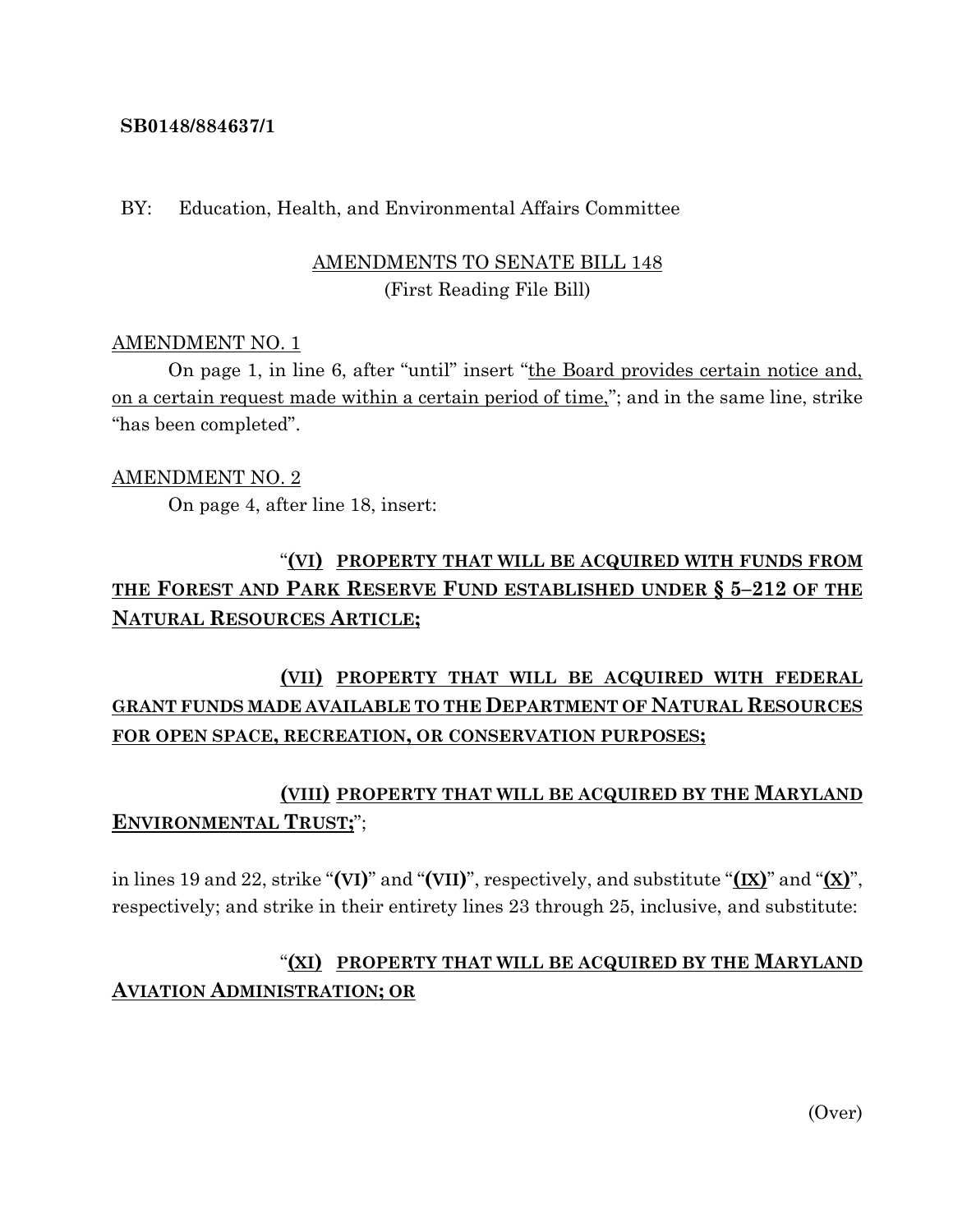**SB0148/884637/1**

BY: Education, Health, and Environmental Affairs Committee

AMENDMENTS TO SENATE BILL 148
(First Reading File Bill)

AMENDMENT NO. 1

On page 1, in line 6, after "until" insert "the Board provides certain notice and, on a certain request made within a certain period of time,"; and in the same line, strike "has been completed".

AMENDMENT NO. 2

On page 4, after line 18, insert:

"**(VI) PROPERTY THAT WILL BE ACQUIRED WITH FUNDS FROM THE FOREST AND PARK RESERVE FUND ESTABLISHED UNDER § 5–212 OF THE NATURAL RESOURCES ARTICLE;**

**(VII) PROPERTY THAT WILL BE ACQUIRED WITH FEDERAL GRANT FUNDS MADE AVAILABLE TO THE DEPARTMENT OF NATURAL RESOURCES FOR OPEN SPACE, RECREATION, OR CONSERVATION PURPOSES;**

**(VIII) PROPERTY THAT WILL BE ACQUIRED BY THE MARYLAND ENVIRONMENTAL TRUST;**";

in lines 19 and 22, strike "**(VI)**" and "**(VII)**", respectively, and substitute "**(IX)**" and "**(X)**", respectively; and strike in their entirety lines 23 through 25, inclusive, and substitute:

"**(XI) PROPERTY THAT WILL BE ACQUIRED BY THE MARYLAND AVIATION ADMINISTRATION; OR**

(Over)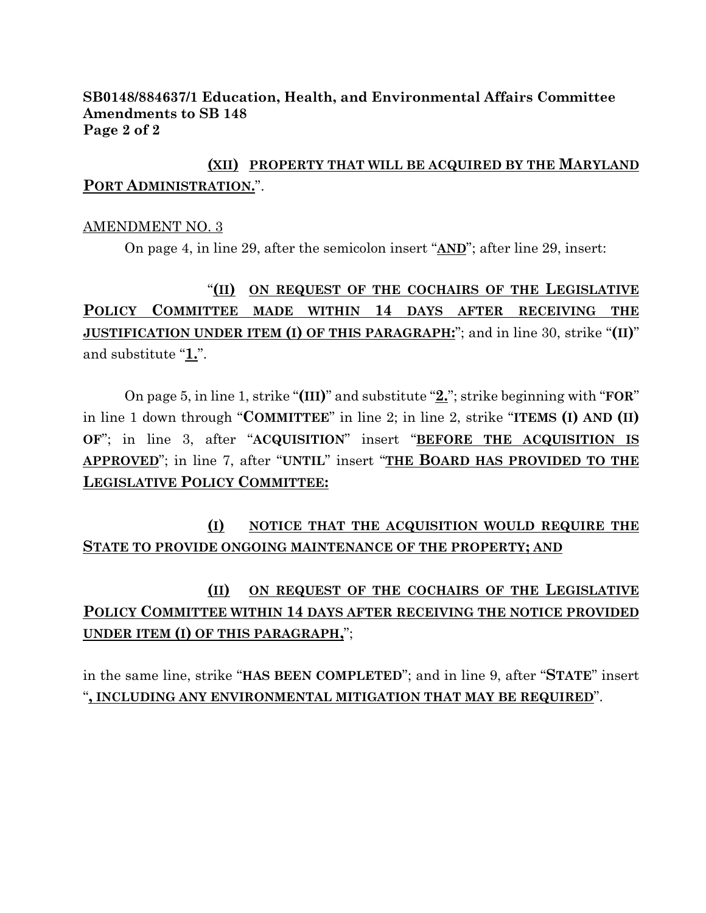**SB0148/884637/1 Education, Health, and Environmental Affairs Committee**
**Amendments to SB 148**

<u>(XII)</u> <u>PROPERTY THAT WILL BE ACQUIRED BY THE MARYLAND PORT ADMINISTRATION.</u>".

<u>AMENDMENT NO. 3</u>

On page 4, in line 29, after the semicolon insert "**<u>AND</u>**"; after line 29, insert:

"<u>**(II)**</u> <u>ON REQUEST OF THE COCHAIRS OF THE LEGISLATIVE POLICY COMMITTEE MADE WITHIN 14 DAYS AFTER RECEIVING THE JUSTIFICATION UNDER ITEM (I) OF THIS PARAGRAPH:</u>"; and in line 30, strike "**(II)**" and substitute "<u>**1.**</u>".

On page 5, in line 1, strike "**(III)**" and substitute "<u>**2.**</u>"; strike beginning with "**FOR**" in line 1 down through "**COMMITTEE**" in line 2; in line 2, strike "**ITEMS (I) AND (II) OF**"; in line 3, after "**ACQUISITION**" insert "<u>**BEFORE THE ACQUISITION IS APPROVED**</u>"; in line 7, after "**UNTIL**" insert "<u>**THE BOARD HAS PROVIDED TO THE LEGISLATIVE POLICY COMMITTEE:**</u>

<u>(I)</u> <u>NOTICE THAT THE ACQUISITION WOULD REQUIRE THE STATE TO PROVIDE ONGOING MAINTENANCE OF THE PROPERTY; AND</u>

<u>(II)</u> <u>ON REQUEST OF THE COCHAIRS OF THE LEGISLATIVE POLICY COMMITTEE WITHIN 14 DAYS AFTER RECEIVING THE NOTICE PROVIDED UNDER ITEM (I) OF THIS PARAGRAPH,</u>";

in the same line, strike "**HAS BEEN COMPLETED**"; and in line 9, after "**STATE**" insert "<u>**, INCLUDING ANY ENVIRONMENTAL MITIGATION THAT MAY BE REQUIRED**</u>".